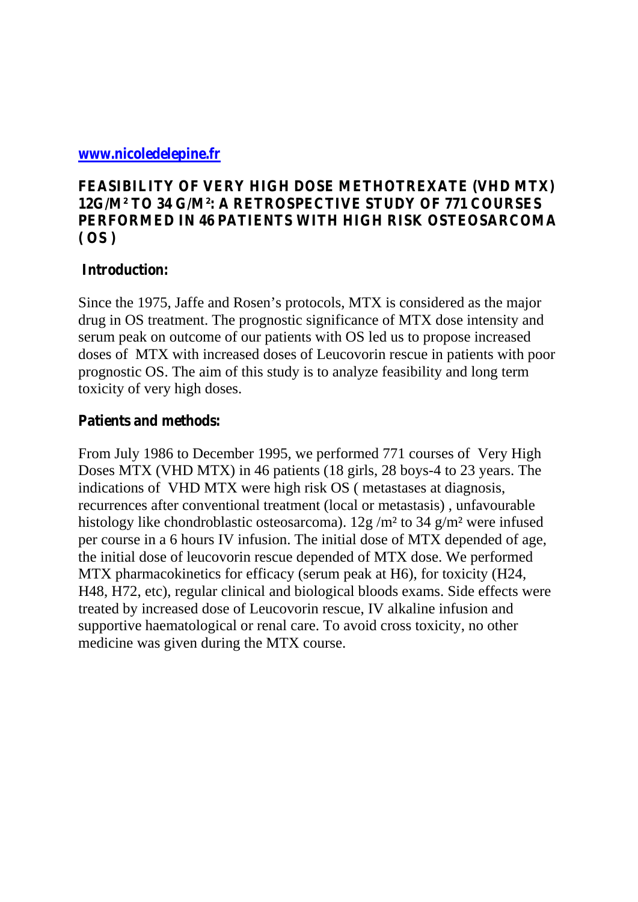[www.nicoledelepine.fr](http://www.nicoledelepine.fr)

# FEASIBILITY OF VERY HIGH DOSE METHOTREXATE (VHD MTX) 12G/M² TO 34 G/M²: A RETROSPECTIVE STUDY OF 771 COURSES PERFORMED IN 46 PATIENTS WITH HIGH RISK OSTEOSARCOMA ( OS )

## Introduction:

Since the 1975, Jaffe and Rosen's protocols, MTX is considered as the major drug in OS treatment. The prognostic significance of MTX dose intensity and serum peak on outcome of our patients with OS led us to propose increased doses of MTX with increased doses of Leucovorin rescue in patients with poor prognostic OS. The aim of this study is to analyze feasibility and long term toxicity of very high doses.

## Patients and methods:

From July 1986 to December 1995, we performed 771 courses of Very High Doses MTX (VHD MTX) in 46 patients (18 girls, 28 boys-4 to 23 years. The indications of VHD MTX were high risk OS ( metastases at diagnosis, recurrences after conventional treatment (local or metastasis) , unfavourable histology like chondroblastic osteosarcoma). 12g /m² to 34 g/m² were infused per course in a 6 hours IV infusion. The initial dose of MTX depended of age, the initial dose of leucovorin rescue depended of MTX dose. We performed MTX pharmacokinetics for efficacy (serum peak at H6), for toxicity (H24, H48, H72, etc), regular clinical and biological bloods exams. Side effects were treated by increased dose of Leucovorin rescue, IV alkaline infusion and supportive haematological or renal care. To avoid cross toxicity, no other medicine was given during the MTX course.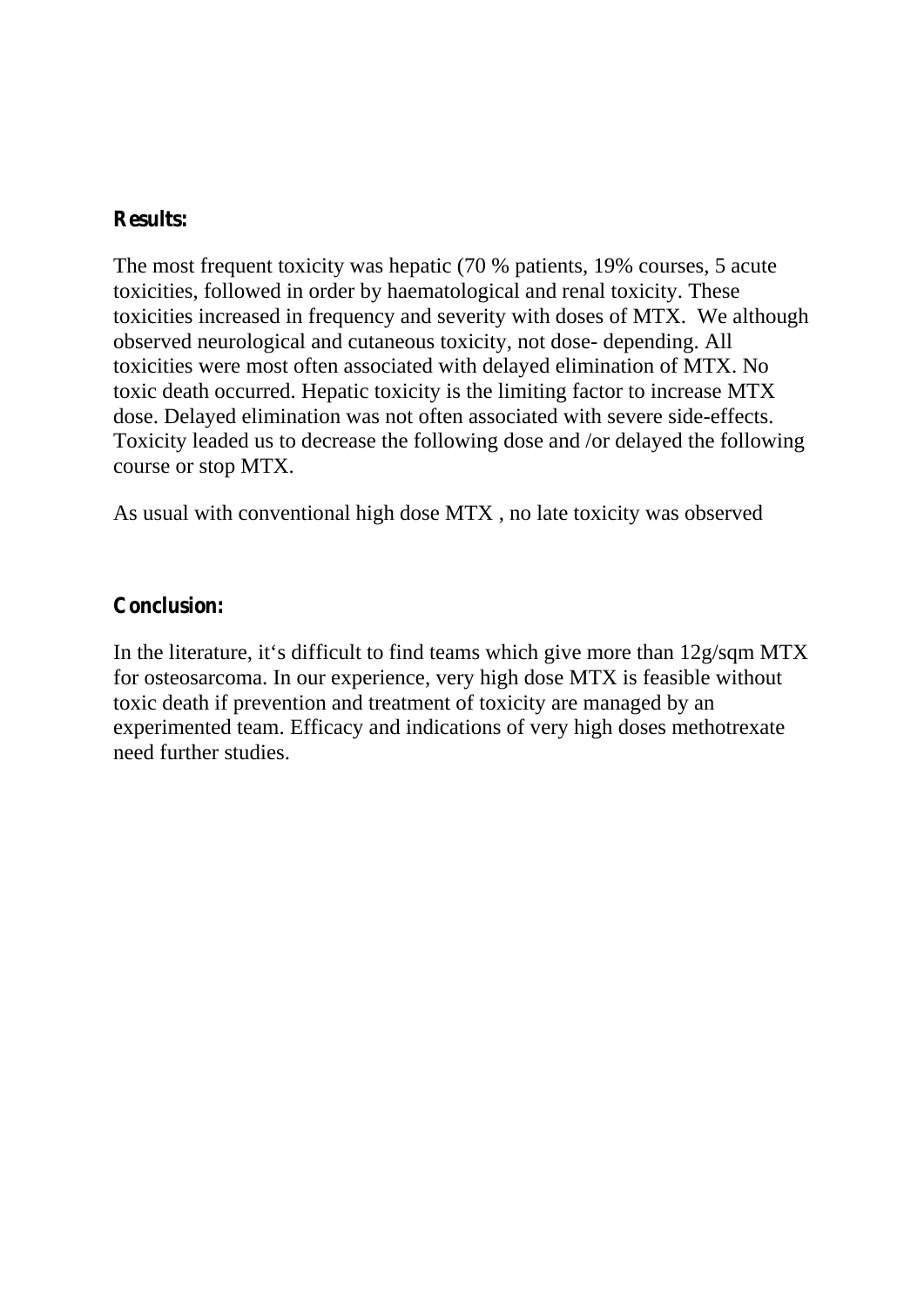**Results:**

The most frequent toxicity was hepatic (70 % patients, 19% courses, 5 acute toxicities, followed in order by haematological and renal toxicity. These toxicities increased in frequency and severity with doses of MTX.  We although observed neurological and cutaneous toxicity, not dose- depending. All toxicities were most often associated with delayed elimination of MTX. No toxic death occurred. Hepatic toxicity is the limiting factor to increase MTX dose. Delayed elimination was not often associated with severe side-effects. Toxicity leaded us to decrease the following dose and /or delayed the following course or stop MTX.

As usual with conventional high dose MTX , no late toxicity was observed

**Conclusion:**

In the literature, it's difficult to find teams which give more than 12g/sqm MTX for osteosarcoma. In our experience, very high dose MTX is feasible without toxic death if prevention and treatment of toxicity are managed by an experimented team. Efficacy and indications of very high doses methotrexate need further studies.